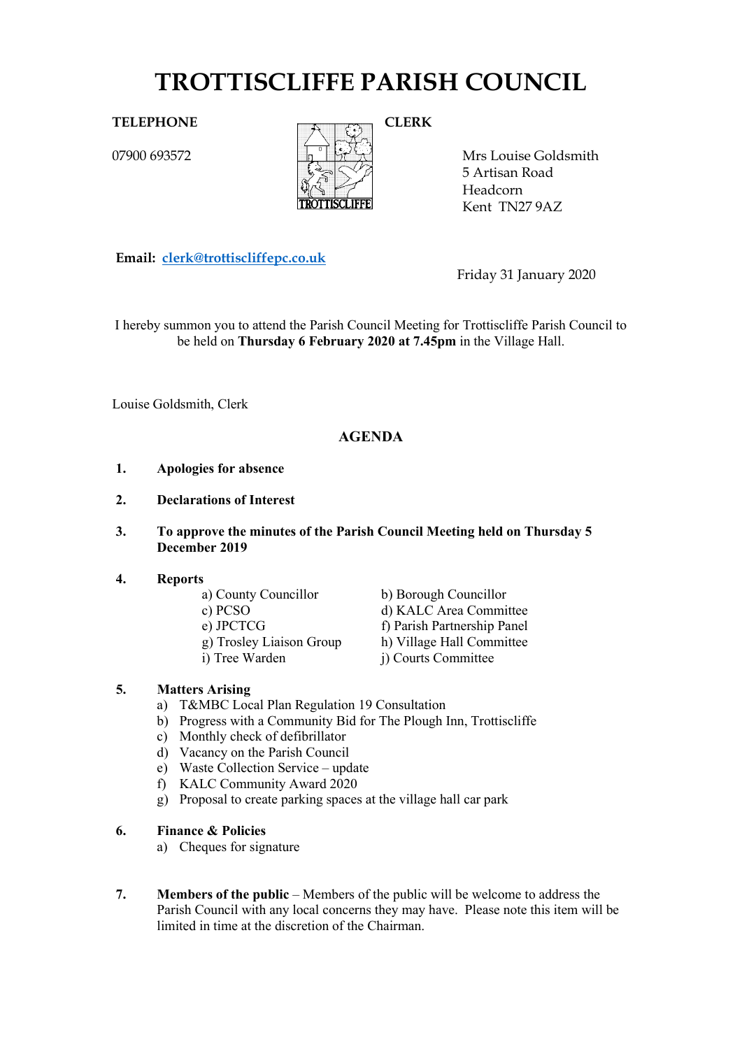# TROTTISCLIFFE PARISH COUNCIL

**TELEPHONE**

07900 693572

**CLERK**

Mrs Louise Goldsmith
5 Artisan Road
Headcorn
Kent TN27 9AZ

**Email:** clerk@trottiscliffepc.co.uk

Friday 31 January 2020

I hereby summon you to attend the Parish Council Meeting for Trottiscliffe Parish Council to be held on **Thursday 6 February 2020 at 7.45pm** in the Village Hall.

Louise Goldsmith, Clerk

## AGENDA

1. **Apologies for absence**

2. **Declarations of Interest**

3. **To approve the minutes of the Parish Council Meeting held on Thursday 5 December 2019**

4. **Reports**
   - a) County Councillor
   - b) Borough Councillor
   - c) PCSO
   - d) KALC Area Committee
   - e) JPCTCG
   - f) Parish Partnership Panel
   - g) Trosley Liaison Group
   - h) Village Hall Committee
   - i) Tree Warden
   - j) Courts Committee

5. **Matters Arising**
   - a) T&MBC Local Plan Regulation 19 Consultation
   - b) Progress with a Community Bid for The Plough Inn, Trottiscliffe
   - c) Monthly check of defibrillator
   - d) Vacancy on the Parish Council
   - e) Waste Collection Service – update
   - f) KALC Community Award 2020
   - g) Proposal to create parking spaces at the village hall car park

6. **Finance & Policies**
   - a) Cheques for signature

7. **Members of the public** – Members of the public will be welcome to address the Parish Council with any local concerns they may have. Please note this item will be limited in time at the discretion of the Chairman.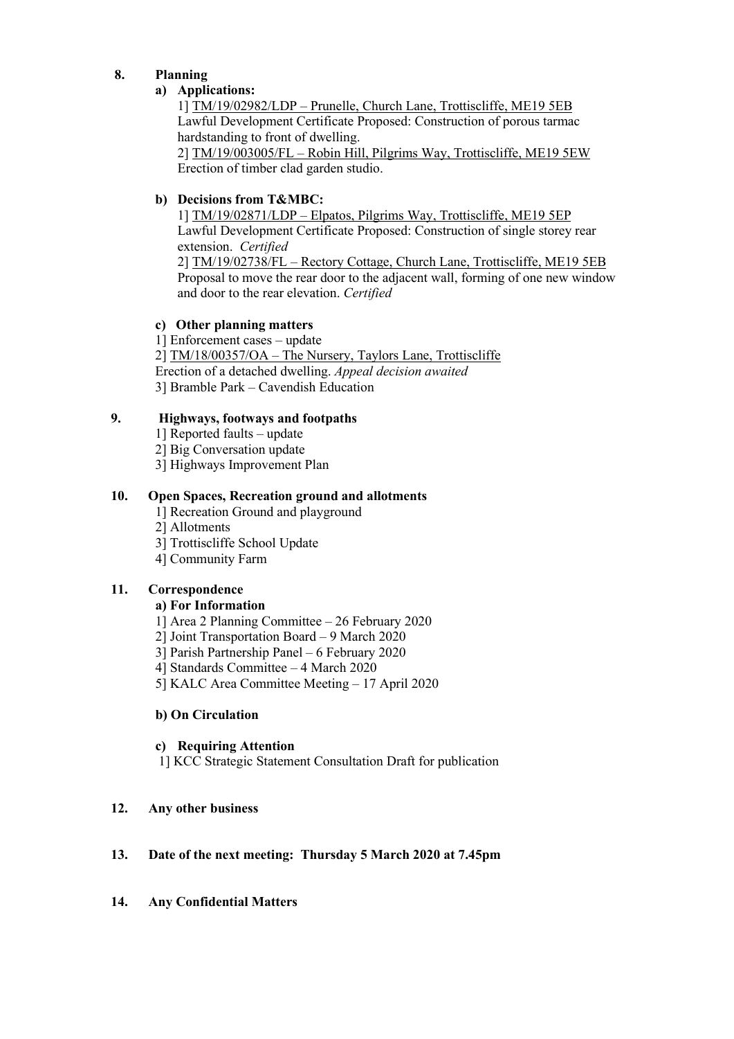## 8. Planning

**a) Applications:**

1] TM/19/02982/LDP – Prunelle, Church Lane, Trottiscliffe, ME19 5EB
Lawful Development Certificate Proposed: Construction of porous tarmac hardstanding to front of dwelling.

2] TM/19/003005/FL – Robin Hill, Pilgrims Way, Trottiscliffe, ME19 5EW
Erection of timber clad garden studio.

**b) Decisions from T&MBC:**

1] TM/19/02871/LDP – Elpatos, Pilgrims Way, Trottiscliffe, ME19 5EP
Lawful Development Certificate Proposed: Construction of single storey rear extension. *Certified*

2] TM/19/02738/FL – Rectory Cottage, Church Lane, Trottiscliffe, ME19 5EB
Proposal to move the rear door to the adjacent wall, forming of one new window and door to the rear elevation. *Certified*

**c) Other planning matters**

1] Enforcement cases – update

2] TM/18/00357/OA – The Nursery, Taylors Lane, Trottiscliffe
Erection of a detached dwelling. *Appeal decision awaited*

3] Bramble Park – Cavendish Education

## 9. Highways, footways and footpaths

1] Reported faults – update

2] Big Conversation update

3] Highways Improvement Plan

## 10. Open Spaces, Recreation ground and allotments

1] Recreation Ground and playground

2] Allotments

3] Trottiscliffe School Update

4] Community Farm

## 11. Correspondence

**a) For Information**

1] Area 2 Planning Committee – 26 February 2020

2] Joint Transportation Board – 9 March 2020

3] Parish Partnership Panel – 6 February 2020

4] Standards Committee – 4 March 2020

5] KALC Area Committee Meeting – 17 April 2020

**b) On Circulation**

**c) Requiring Attention**

1] KCC Strategic Statement Consultation Draft for publication

## 12. Any other business

## 13. Date of the next meeting: Thursday 5 March 2020 at 7.45pm

## 14. Any Confidential Matters